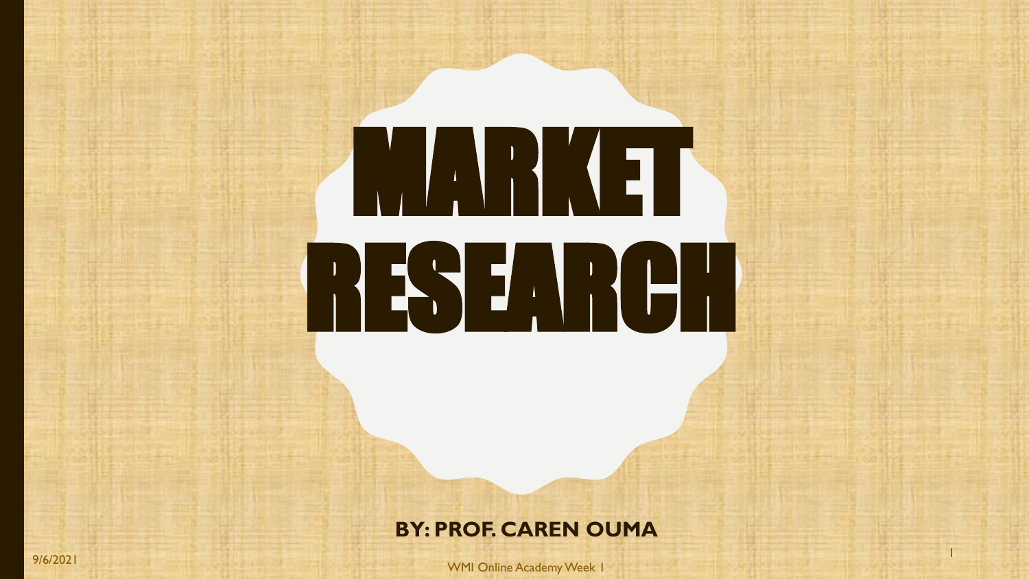# MARKET RESEARCH

**BY: PROF. CAREN OUMA**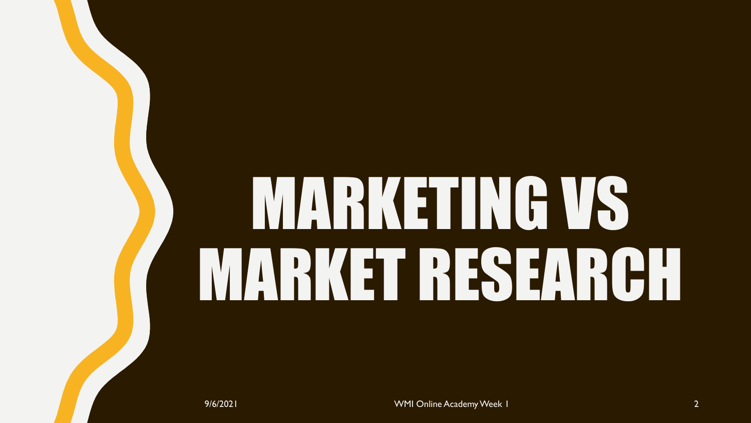# MARKETING VS MARKET RESEARCH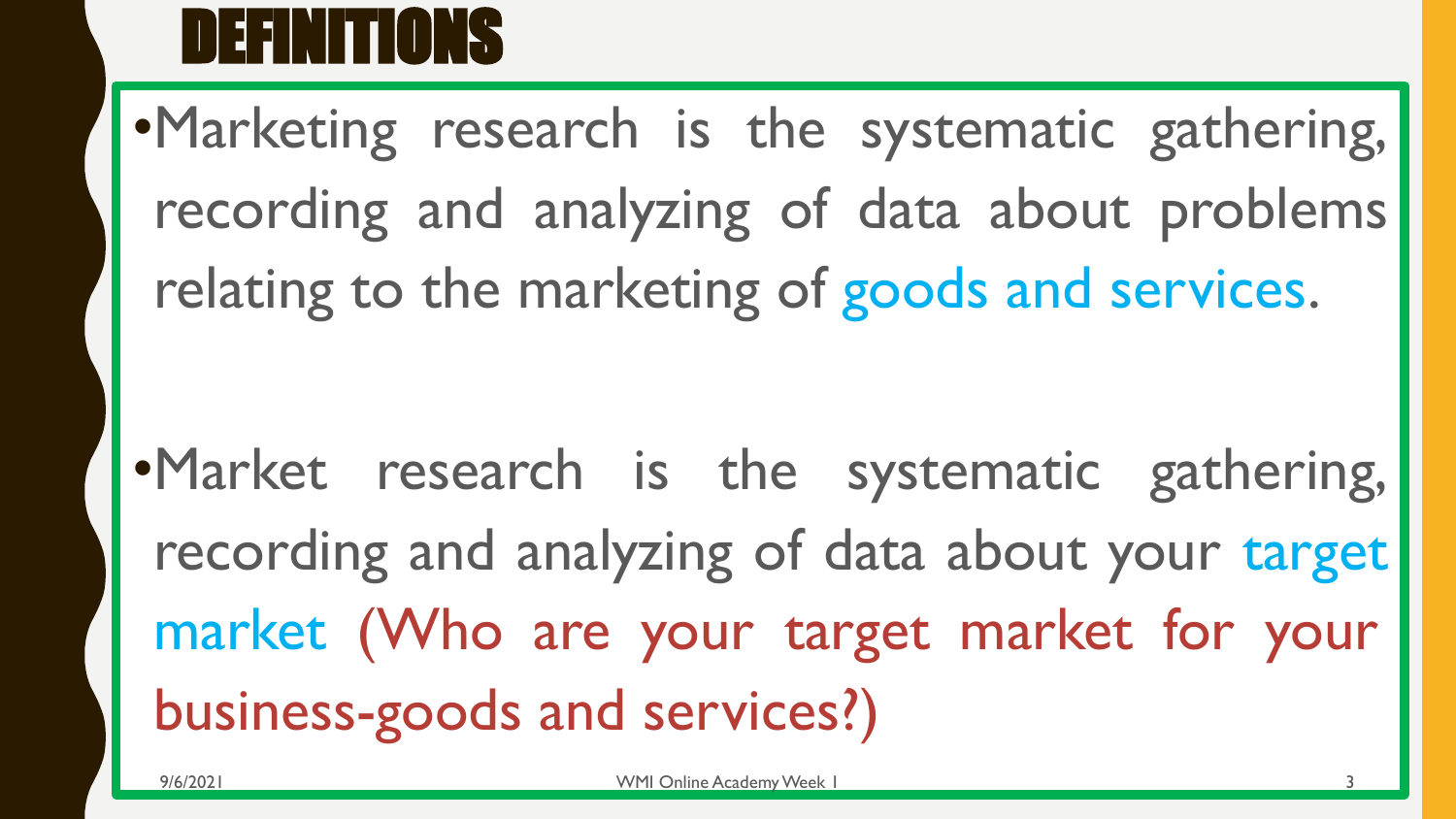# DEFINITIONS

- Marketing research is the systematic gathering, recording and analyzing of data about problems relating to the marketing of goods and services.

- Market research is the systematic gathering, recording and analyzing of data about your target market (Who are your target market for your business-goods and services?)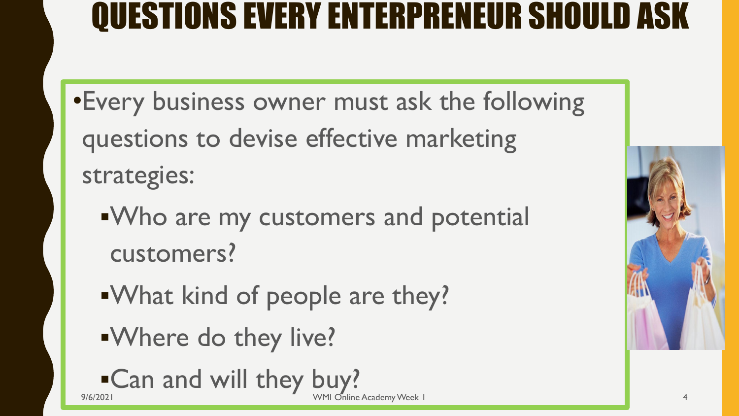# QUESTIONS EVERY ENTERPRENEUR SHOULD ASK

- Every business owner must ask the following questions to devise effective marketing strategies:
  - Who are my customers and potential customers?
  - What kind of people are they?
  - Where do they live?
  - Can and will they buy?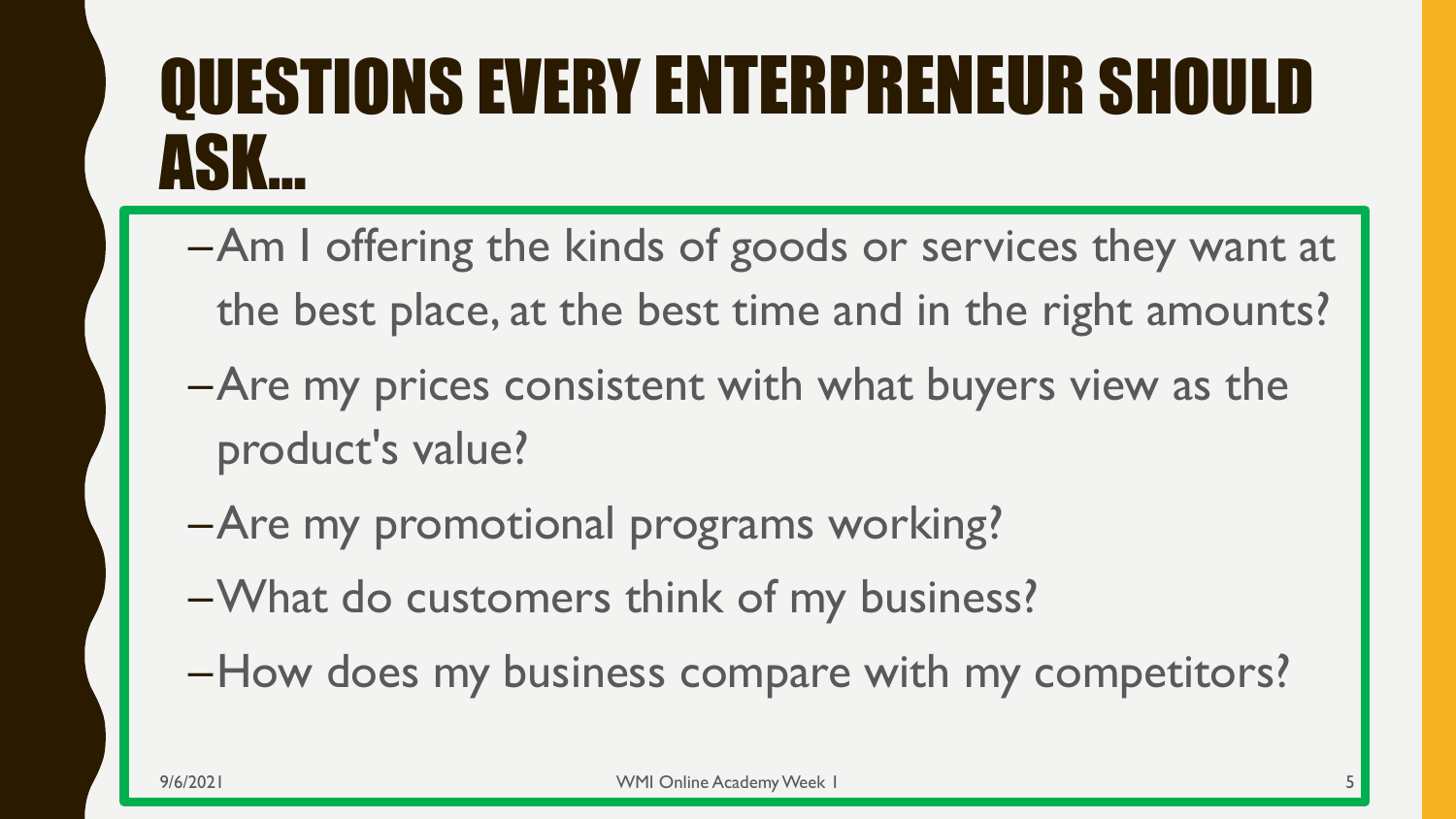# QUESTIONS EVERY ENTERPRENEUR SHOULD ASK...

- Am I offering the kinds of goods or services they want at the best place, at the best time and in the right amounts?
- Are my prices consistent with what buyers view as the product's value?
- Are my promotional programs working?
- What do customers think of my business?
- How does my business compare with my competitors?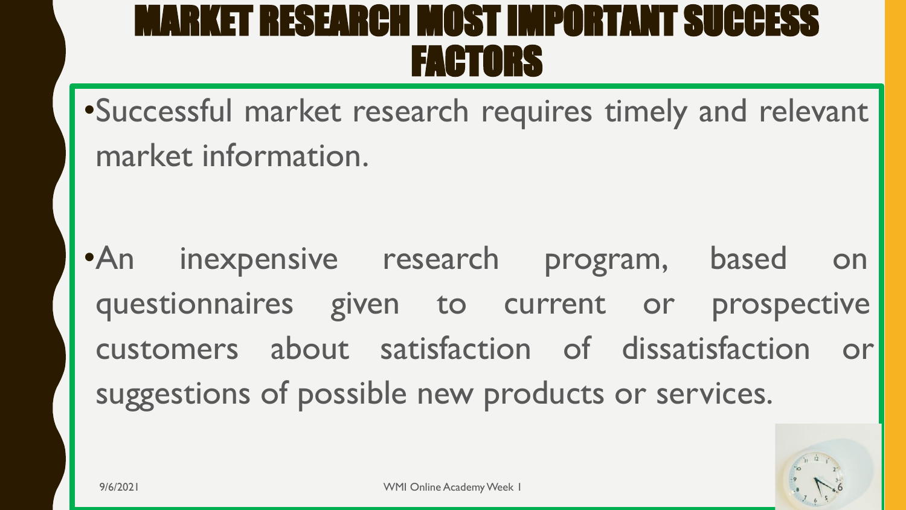# MARKET RESEARCH MOST IMPORTANT SUCCESS FACTORS

- Successful market research requires timely and relevant market information.

- An inexpensive research program, based on questionnaires given to current or prospective customers about satisfaction of dissatisfaction or suggestions of possible new products or services.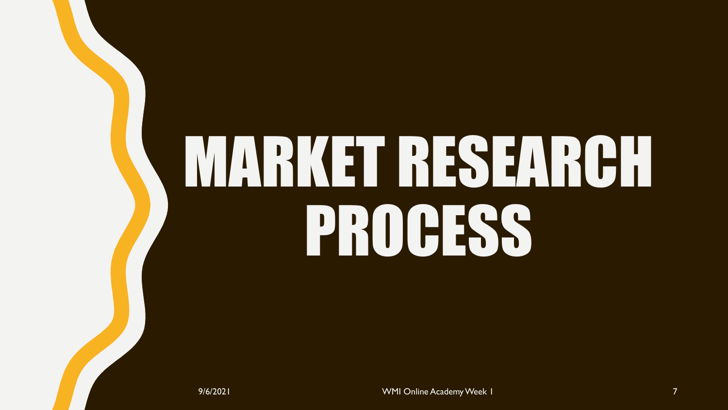# MARKET RESEARCH PROCESS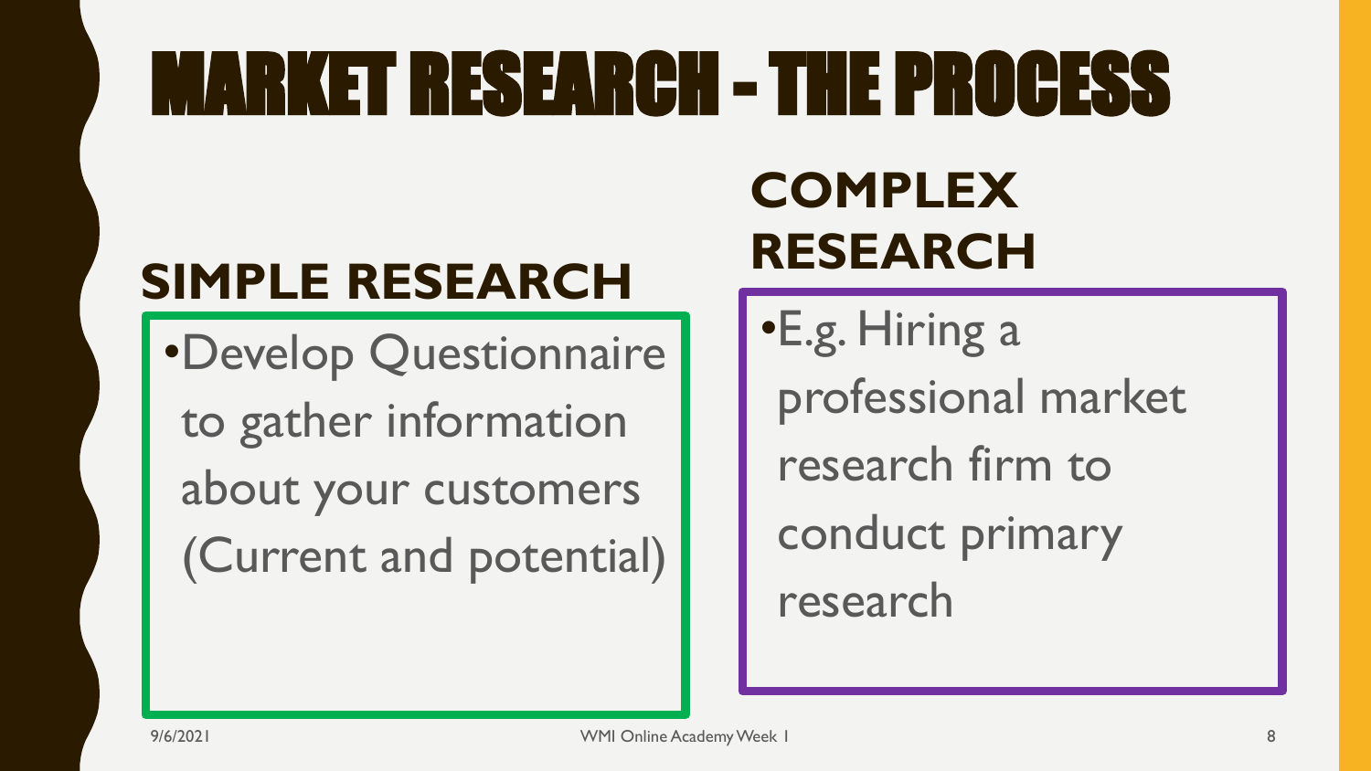# MARKET RESEARCH - THE PROCESS

## SIMPLE RESEARCH

- Develop Questionnaire to gather information about your customers (Current and potential)

## COMPLEX RESEARCH

- E.g. Hiring a professional market research firm to conduct primary research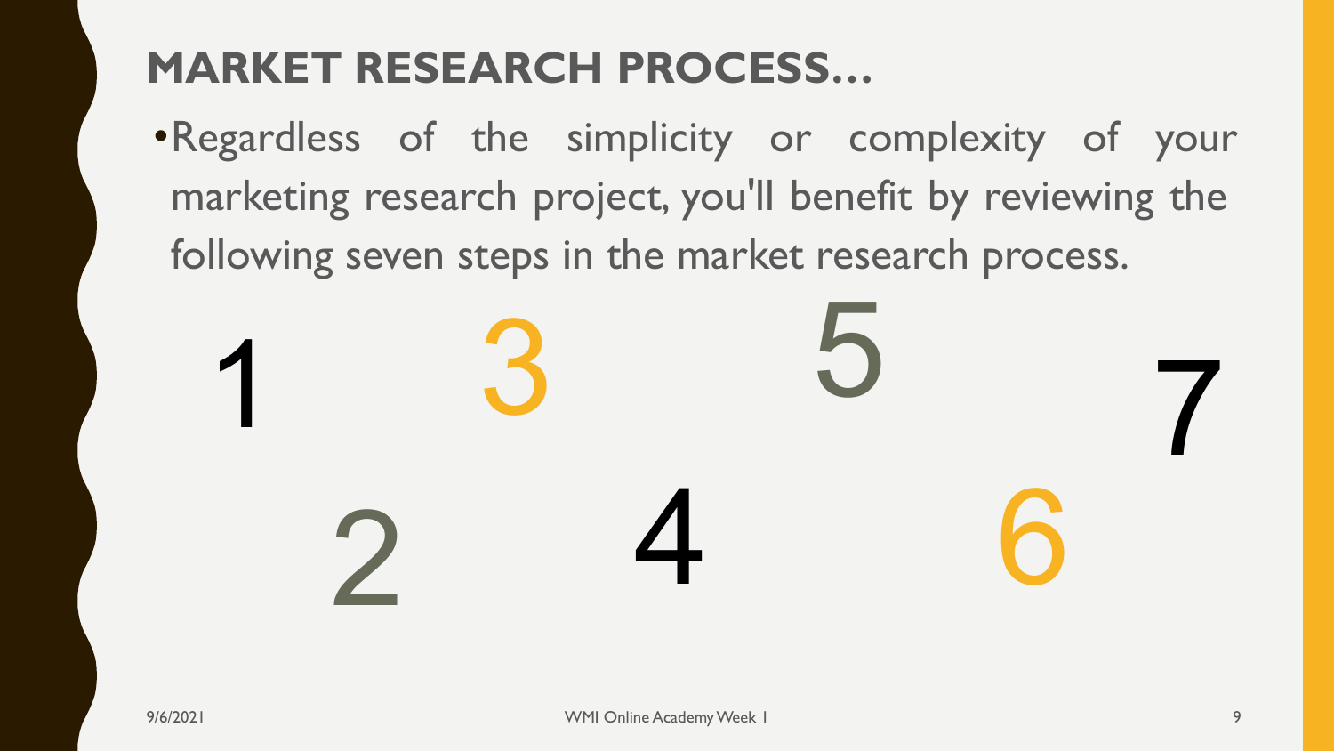# MARKET RESEARCH PROCESS…

- Regardless of the simplicity or complexity of your marketing research project, you'll benefit by reviewing the following seven steps in the market research process.

1 2 3 4 5 6 7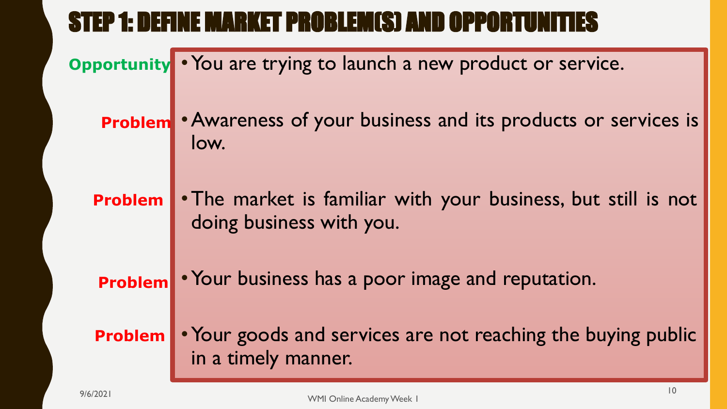# STEP 1: DEFINE MARKET PROBLEM(S) AND OPPORTUNITIES

**Opportunity**
- You are trying to launch a new product or service.

**Problem**
- Awareness of your business and its products or services is low.

**Problem**
- The market is familiar with your business, but still is not doing business with you.

**Problem**
- Your business has a poor image and reputation.

**Problem**
- Your goods and services are not reaching the buying public in a timely manner.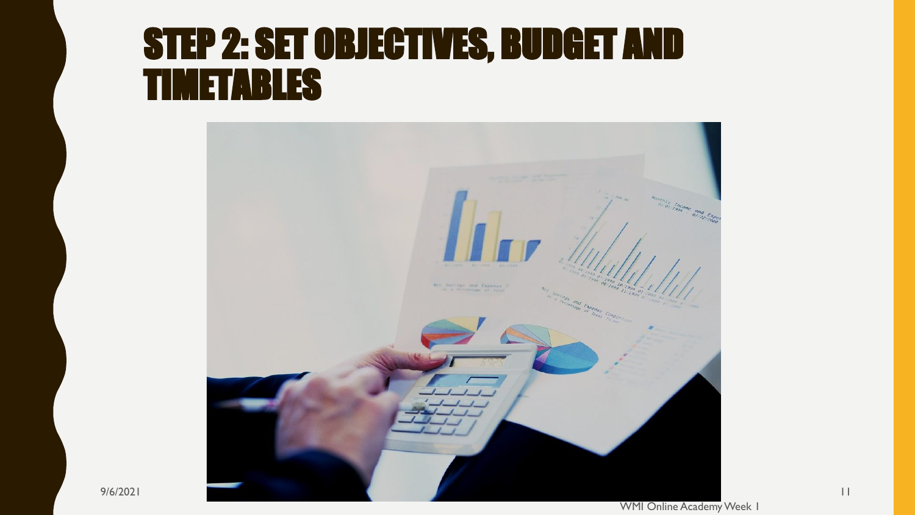# STEP 2: SET OBJECTIVES, BUDGET AND TIMETABLES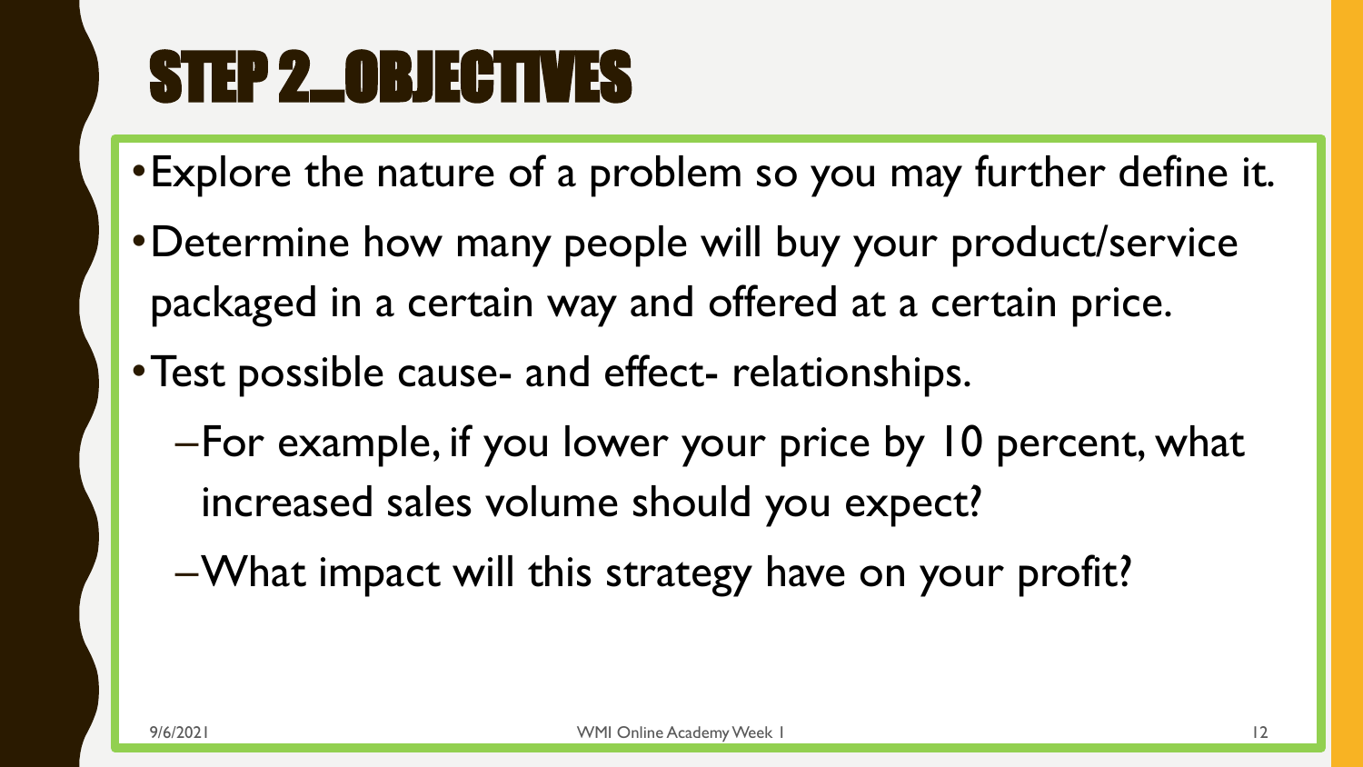# STEP 2_OBJECTIVES

- Explore the nature of a problem so you may further define it.
- Determine how many people will buy your product/service packaged in a certain way and offered at a certain price.
- Test possible cause- and effect- relationships.
  - For example, if you lower your price by 10 percent, what increased sales volume should you expect?
  - What impact will this strategy have on your profit?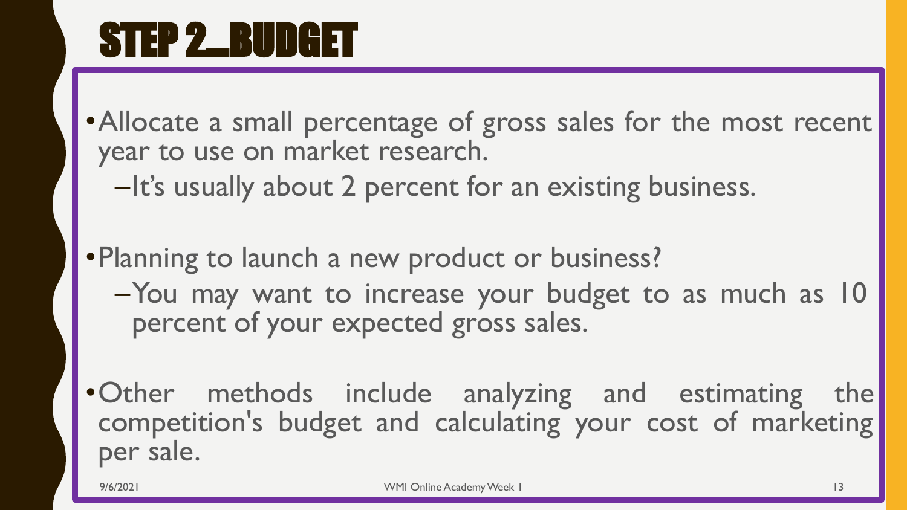# STEP 2—BUDGET

- Allocate a small percentage of gross sales for the most recent year to use on market research.
  - It's usually about 2 percent for an existing business.
- Planning to launch a new product or business?
  - You may want to increase your budget to as much as 10 percent of your expected gross sales.
- Other methods include analyzing and estimating the competition's budget and calculating your cost of marketing per sale.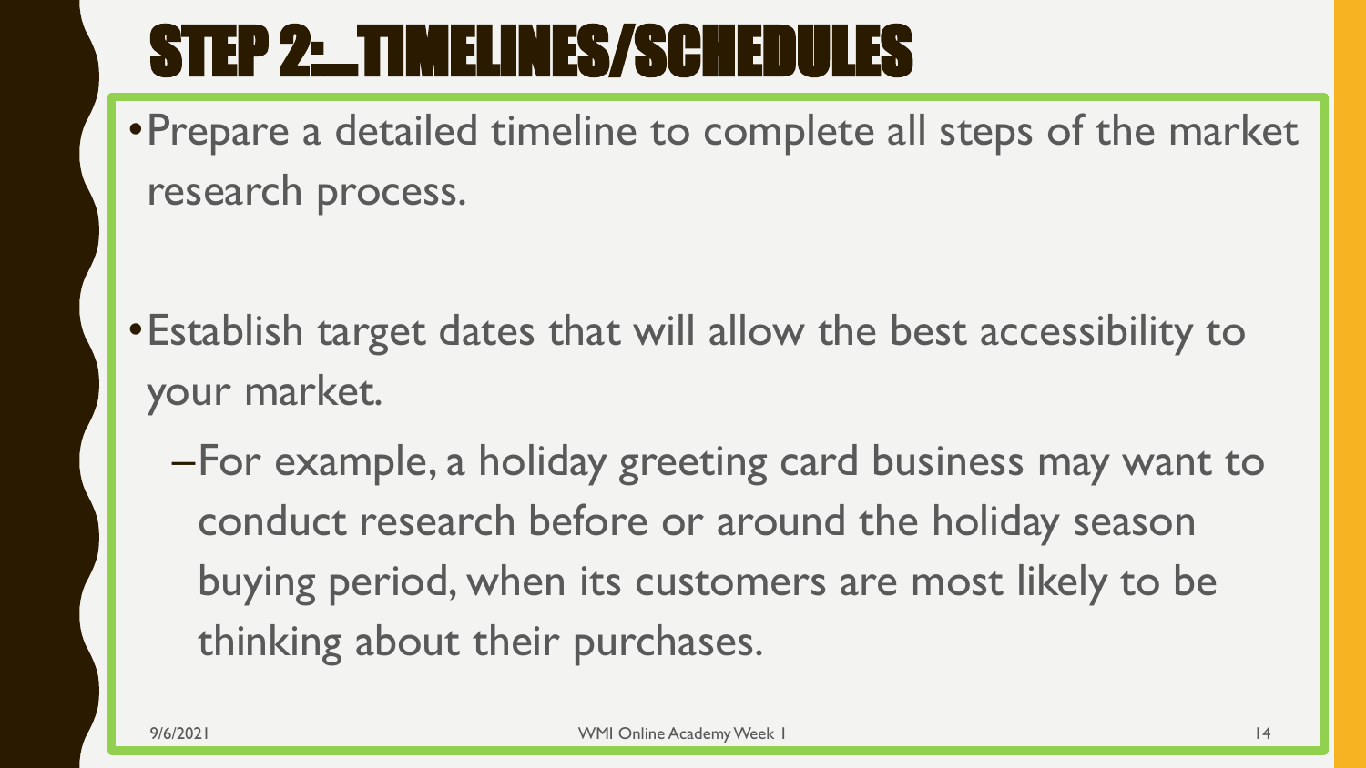# STEP 2: TIMELINES/SCHEDULES

- Prepare a detailed timeline to complete all steps of the market research process.

- Establish target dates that will allow the best accessibility to your market.
  - For example, a holiday greeting card business may want to conduct research before or around the holiday season buying period, when its customers are most likely to be thinking about their purchases.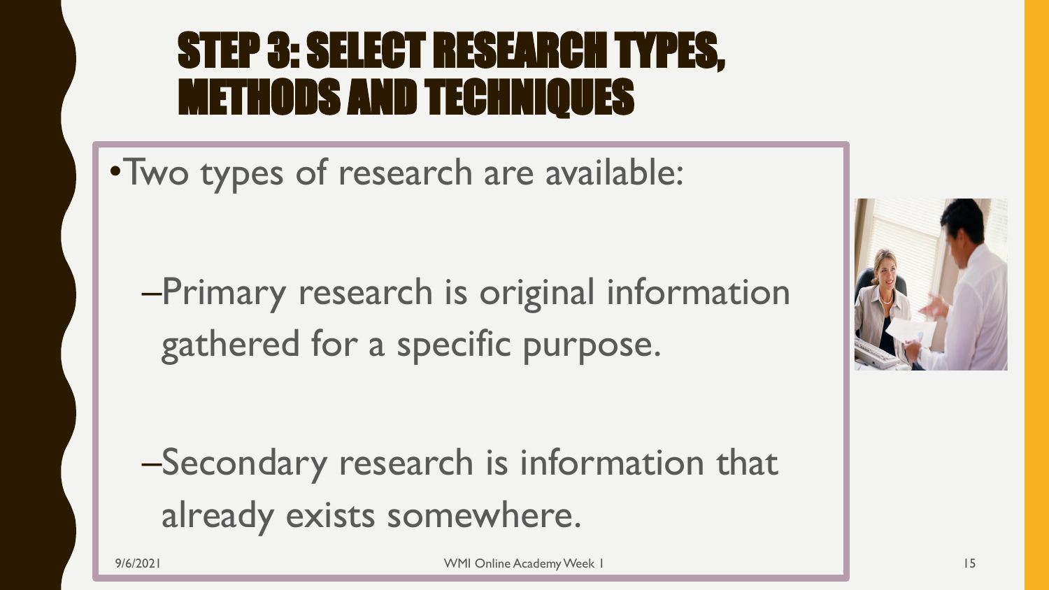# STEP 3: SELECT RESEARCH TYPES, METHODS AND TECHNIQUES

- Two types of research are available:
  - Primary research is original information gathered for a specific purpose.
  - Secondary research is information that already exists somewhere.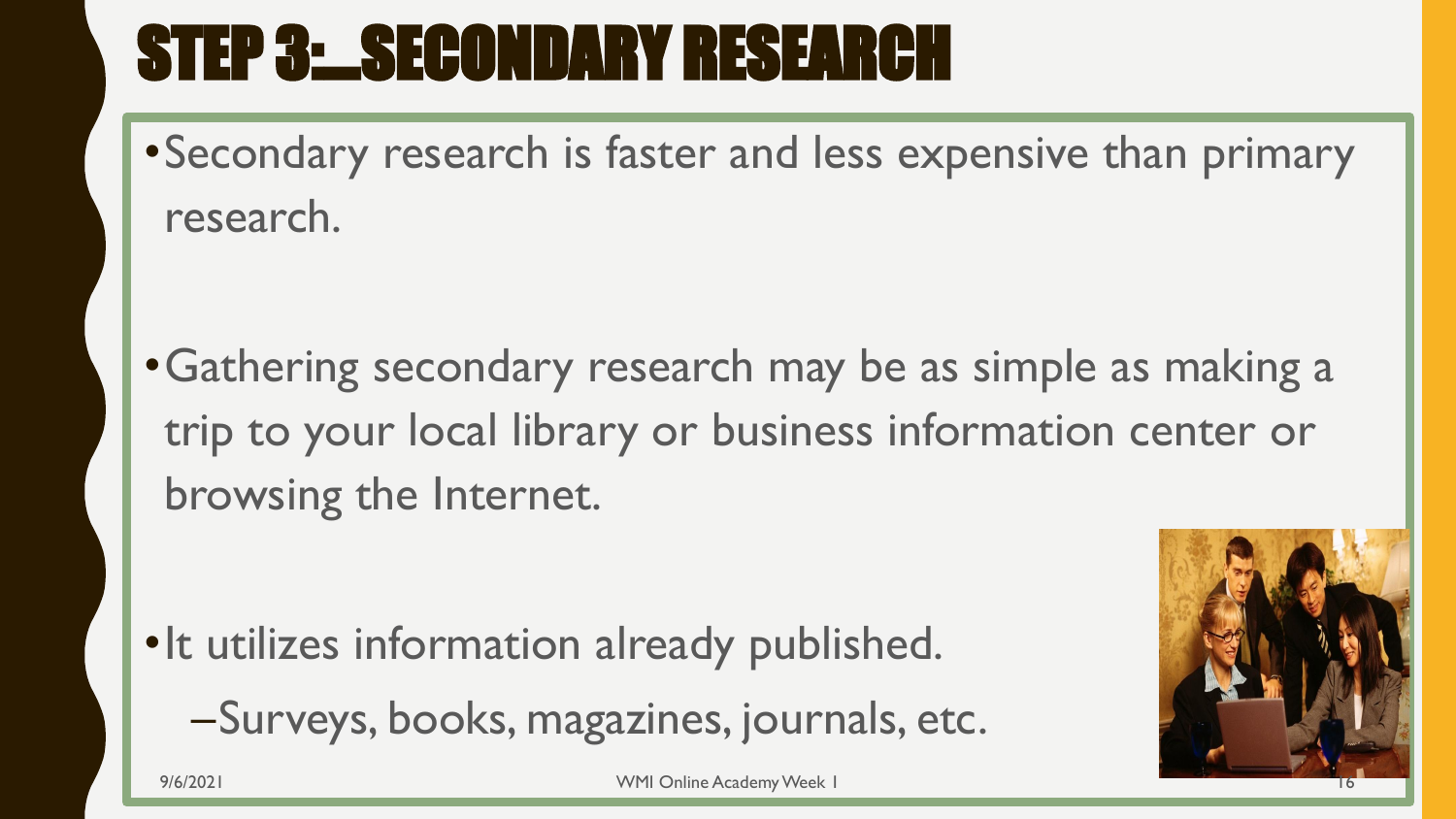# STEP 3: SECONDARY RESEARCH

- Secondary research is faster and less expensive than primary research.

- Gathering secondary research may be as simple as making a trip to your local library or business information center or browsing the Internet.

- It utilizes information already published.
  - Surveys, books, magazines, journals, etc.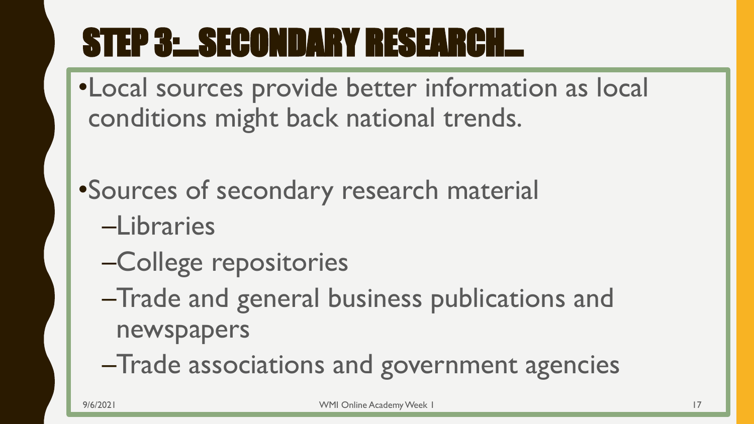# STEP 3: SECONDARY RESEARCH

- Local sources provide better information as local conditions might back national trends.

- Sources of secondary research material
  - Libraries
  - College repositories
  - Trade and general business publications and newspapers
  - Trade associations and government agencies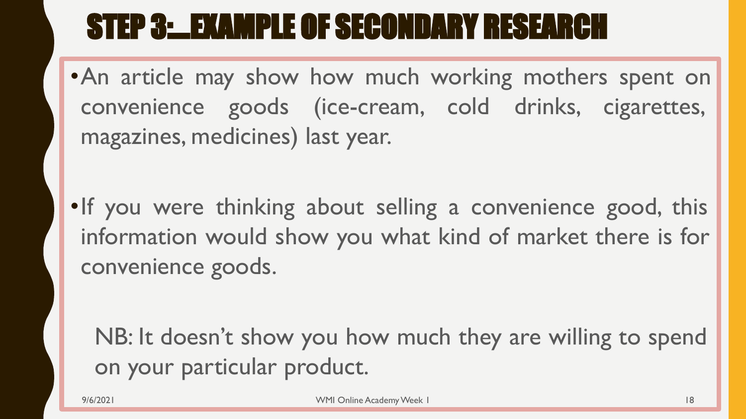# STEP 3: EXAMPLE OF SECONDARY RESEARCH

- An article may show how much working mothers spent on convenience goods (ice-cream, cold drinks, cigarettes, magazines, medicines) last year.
- If you were thinking about selling a convenience good, this information would show you what kind of market there is for convenience goods.

NB: It doesn't show you how much they are willing to spend on your particular product.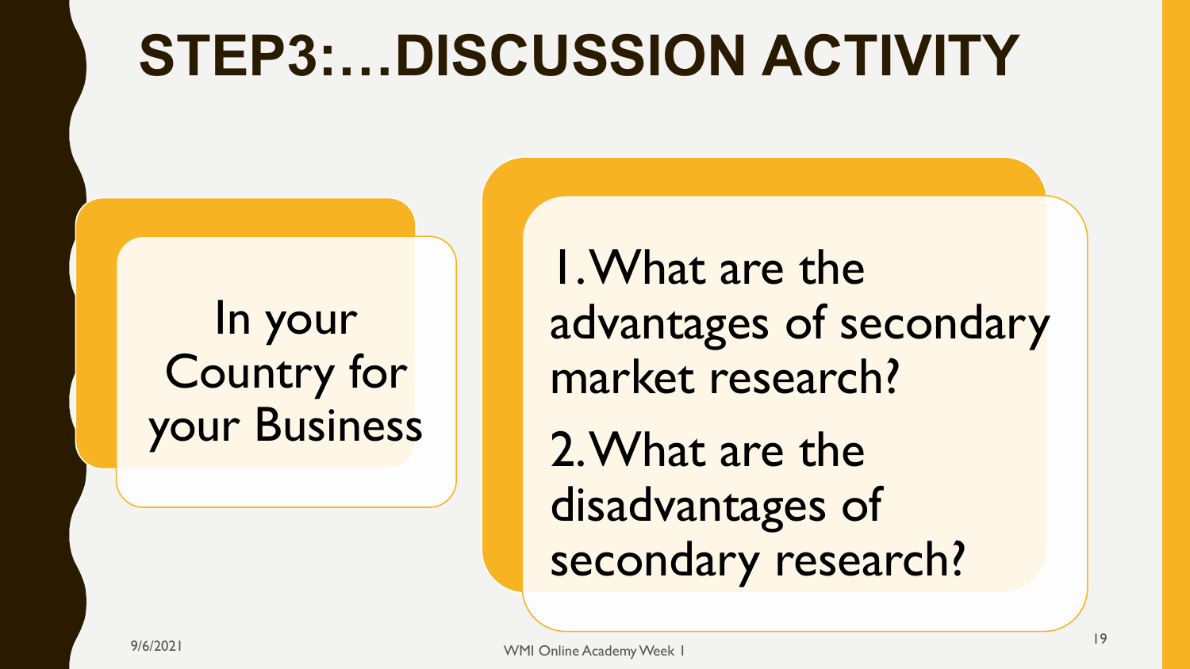# STEP3:…DISCUSSION ACTIVITY

In your Country for your Business

1. What are the advantages of secondary market research?
2. What are the disadvantages of secondary research?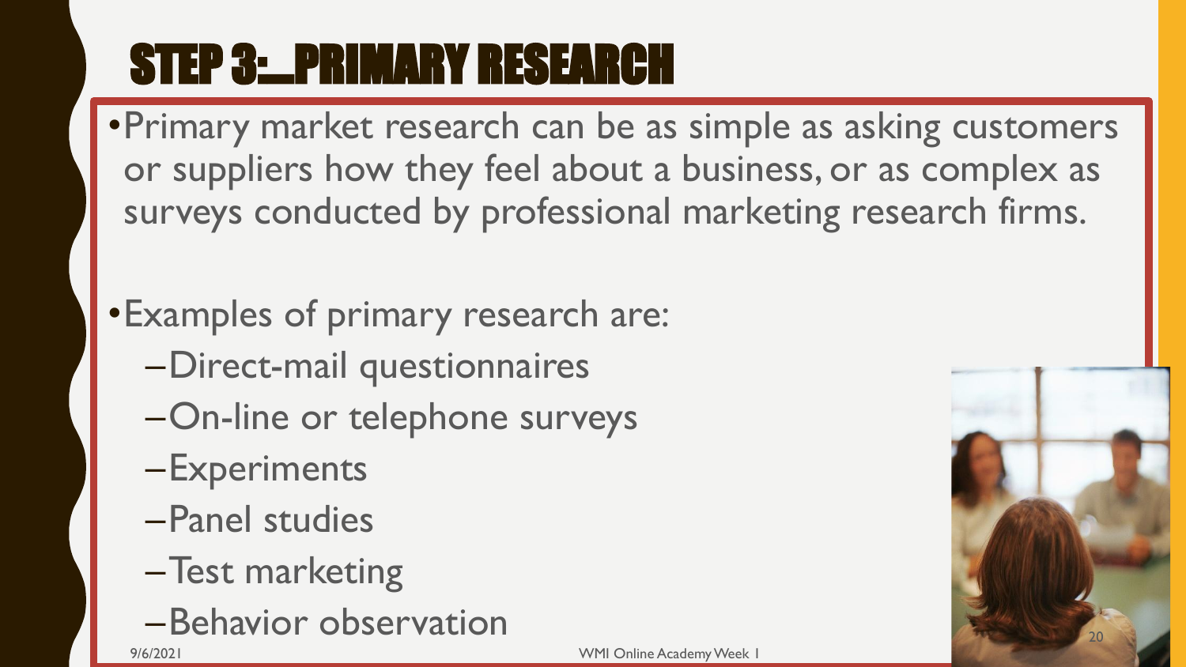# STEP 3: PRIMARY RESEARCH

- Primary market research can be as simple as asking customers or suppliers how they feel about a business, or as complex as surveys conducted by professional marketing research firms.

- Examples of primary research are:
  - Direct-mail questionnaires
  - On-line or telephone surveys
  - Experiments
  - Panel studies
  - Test marketing
  - Behavior observation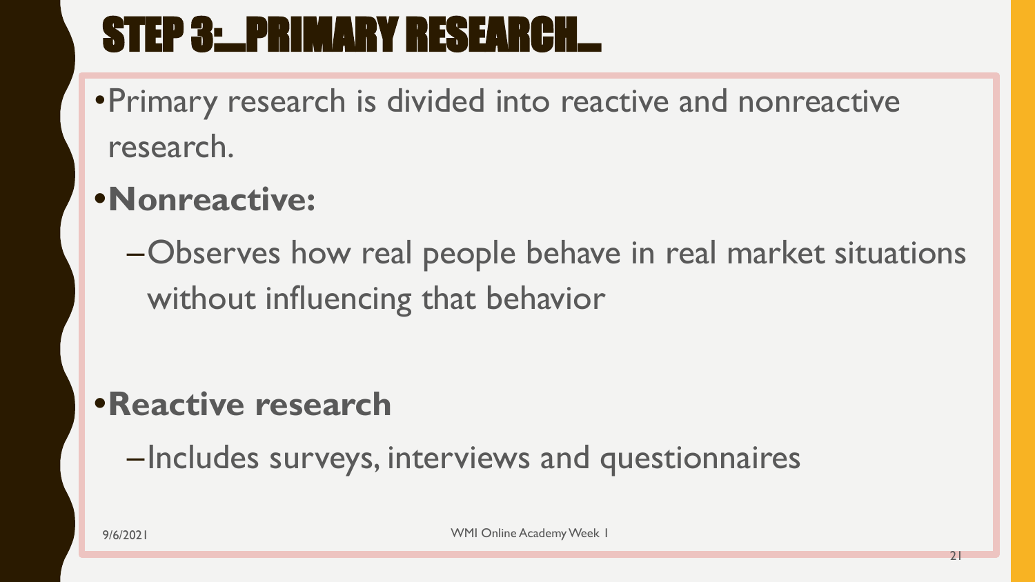# STEP 3: PRIMARY RESEARCH

- Primary research is divided into reactive and nonreactive research.
- **Nonreactive:**
  - Observes how real people behave in real market situations without influencing that behavior
- **Reactive research**
  - Includes surveys, interviews and questionnaires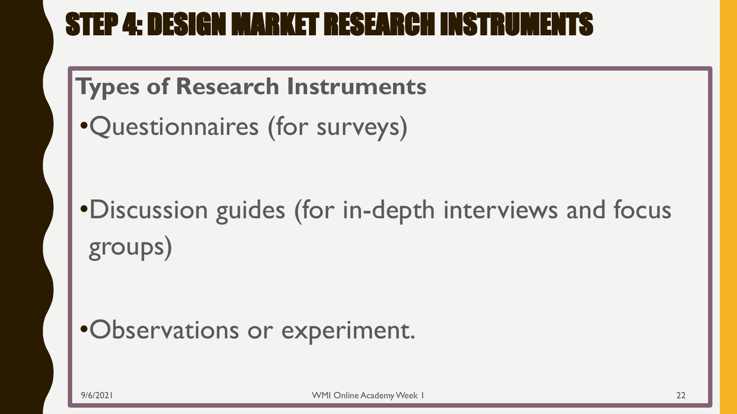# STEP 4: DESIGN MARKET RESEARCH INSTRUMENTS

**Types of Research Instruments**

- Questionnaires (for surveys)
- Discussion guides (for in-depth interviews and focus groups)
- Observations or experiment.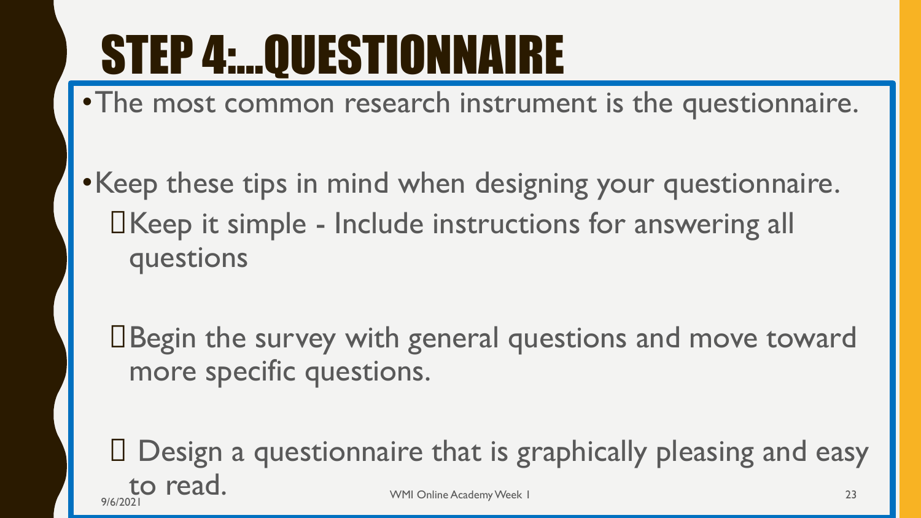# STEP 4:…QUESTIONNAIRE

- The most common research instrument is the questionnaire.

- Keep these tips in mind when designing your questionnaire.
  - Keep it simple - Include instructions for answering all questions
  - Begin the survey with general questions and move toward more specific questions.
  - Design a questionnaire that is graphically pleasing and easy to read.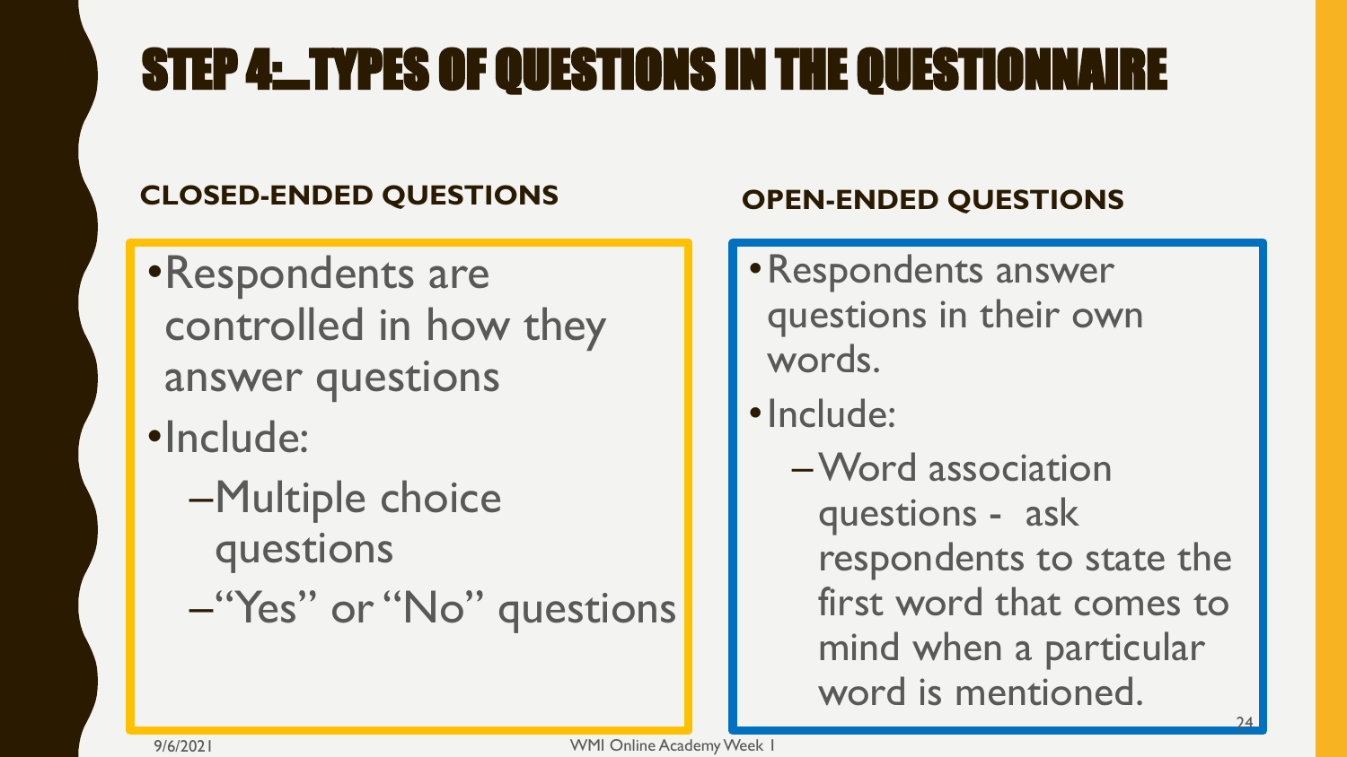# STEP 4: TYPES OF QUESTIONS IN THE QUESTIONNAIRE

**CLOSED-ENDED QUESTIONS**

- Respondents are controlled in how they answer questions
- Include:
  - Multiple choice questions
  - "Yes" or "No" questions

**OPEN-ENDED QUESTIONS**

- Respondents answer questions in their own words.
- Include:
  - Word association questions - ask respondents to state the first word that comes to mind when a particular word is mentioned.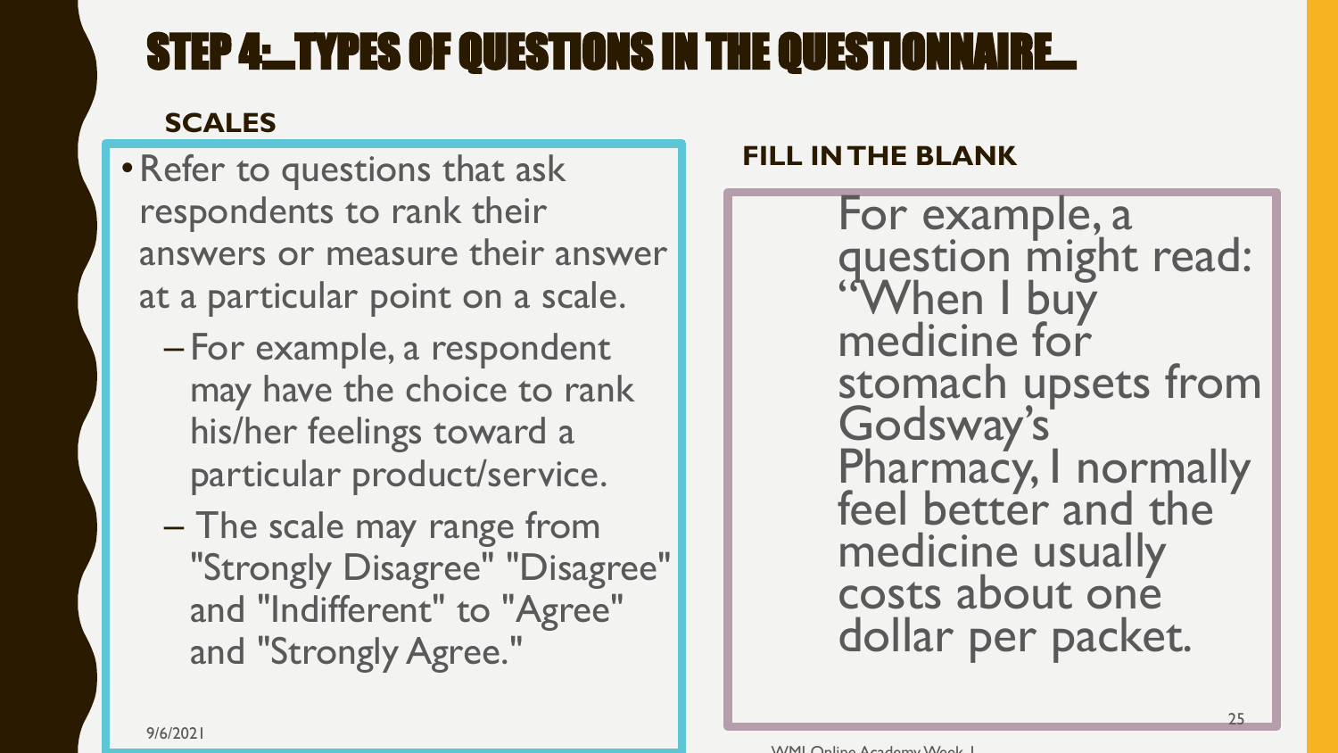# STEP 4: TYPES OF QUESTIONS IN THE QUESTIONNAIRE

## SCALES

- Refer to questions that ask respondents to rank their answers or measure their answer at a particular point on a scale.
  - For example, a respondent may have the choice to rank his/her feelings toward a particular product/service.
  - The scale may range from "Strongly Disagree" "Disagree" and "Indifferent" to "Agree" and "Strongly Agree."

## FILL IN THE BLANK

For example, a question might read: "When I buy medicine for stomach upsets from Godsway's Pharmacy, I normally feel better and the medicine usually costs about one dollar per packet.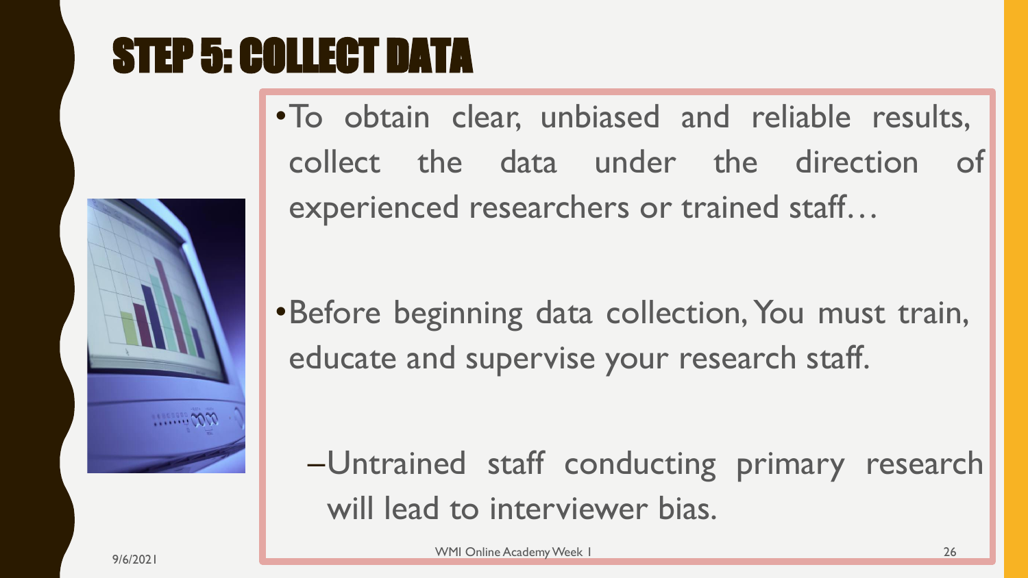# STEP 5: COLLECT DATA

- To obtain clear, unbiased and reliable results, collect the data under the direction of experienced researchers or trained staff…

- Before beginning data collection, You must train, educate and supervise your research staff.

  – Untrained staff conducting primary research will lead to interviewer bias.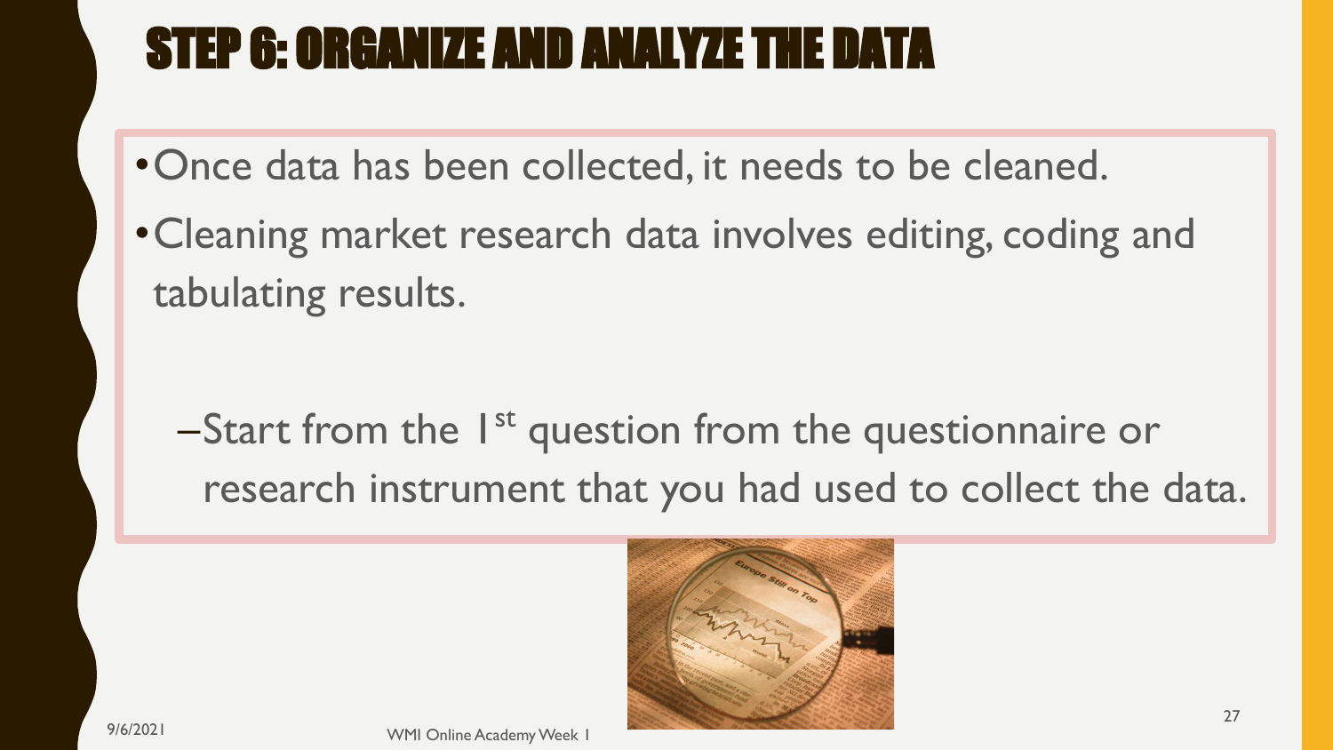# STEP 6: ORGANIZE AND ANALYZE THE DATA

- Once data has been collected, it needs to be cleaned.
- Cleaning market research data involves editing, coding and tabulating results.
  - Start from the 1st question from the questionnaire or research instrument that you had used to collect the data.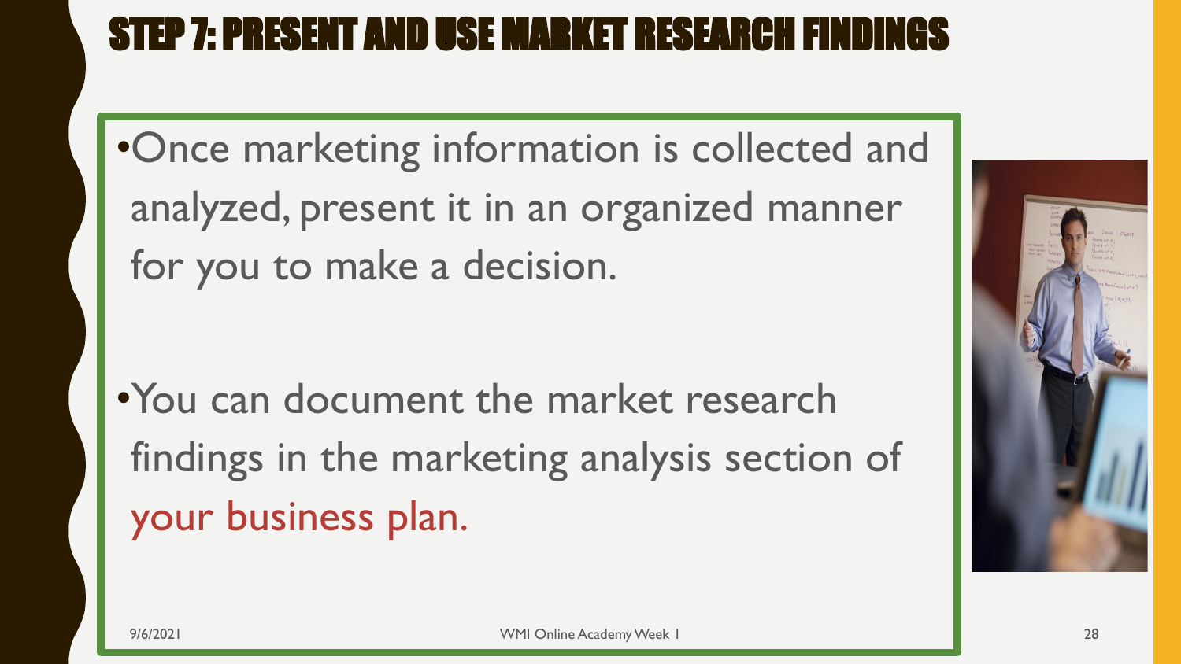# STEP 7: PRESENT AND USE MARKET RESEARCH FINDINGS

- Once marketing information is collected and analyzed, present it in an organized manner for you to make a decision.

- You can document the market research findings in the marketing analysis section of your business plan.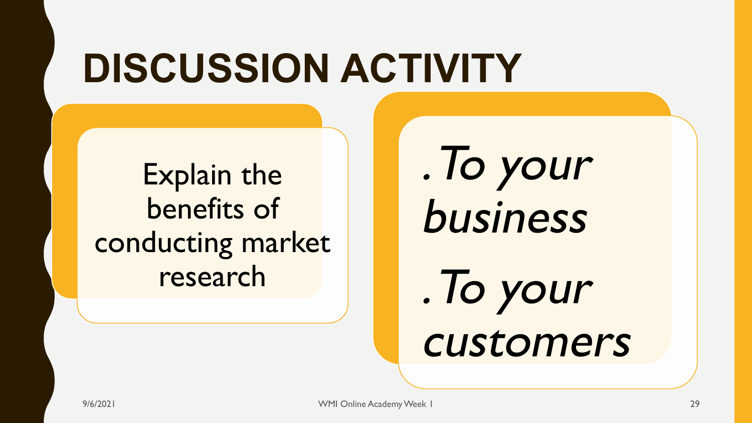# DISCUSSION ACTIVITY

Explain the benefits of conducting market research

*. To your business*

*. To your customers*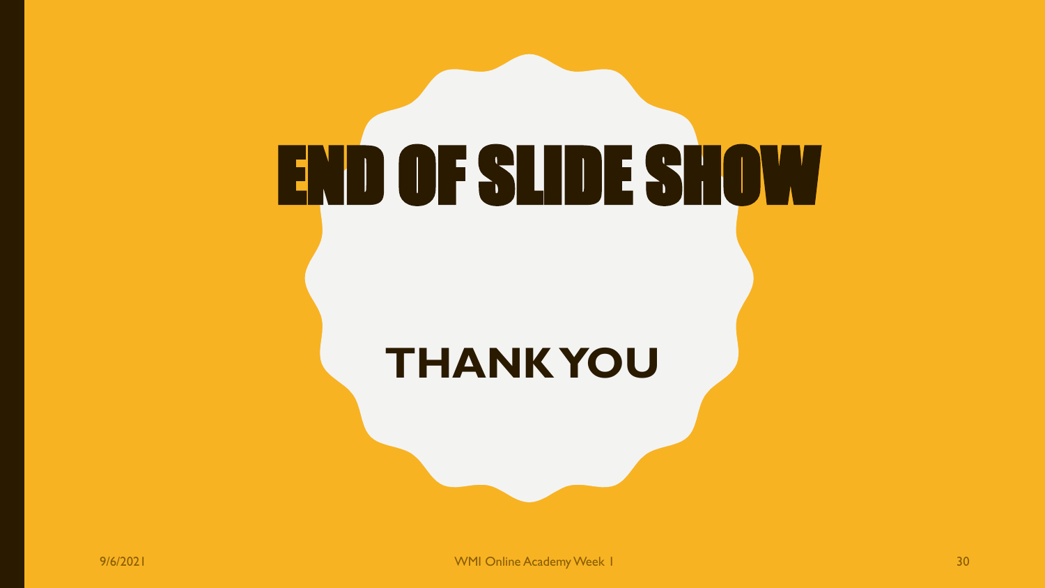# END OF SLIDE SHOW

## THANK YOU